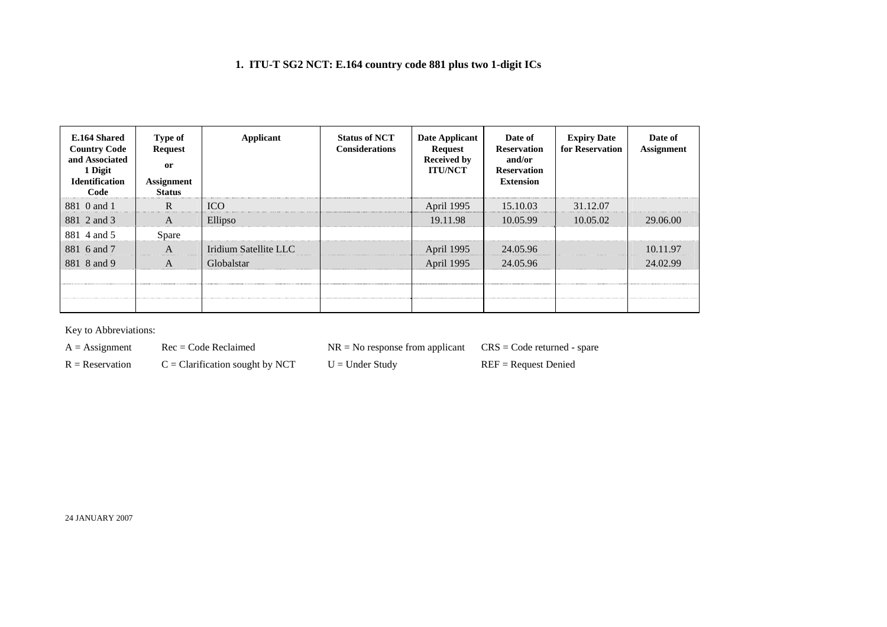## 1. ITU-T SG2 NCT: E.164 country code 881 plus two 1-digit ICs

| E.164 Shared Country Code and Associated 1 Digit Identification Code | Type of Request or Assignment Status | Applicant | Status of NCT Considerations | Date Applicant Request Received by ITU/NCT | Date of Reservation and/or Reservation Extension | Expiry Date for Reservation | Date of Assignment |
|---|---|---|---|---|---|---|---|
| 881 0 and 1 | R | ICO | | April 1995 | 15.10.03 | 31.12.07 | |
| 881 2 and 3 | A | Ellipso | | 19.11.98 | 10.05.99 | 10.05.02 | 29.06.00 |
| 881 4 and 5 | Spare | | | | | | |
| 881 6 and 7 | A | Iridium Satellite LLC | | April 1995 | 24.05.96 | | 10.11.97 |
| 881 8 and 9 | A | Globalstar | | April 1995 | 24.05.96 | | 24.02.99 |
| | | | | | | | |
| | | | | | | | |
| | | | | | | | |

Key to Abbreviations:

A = Assignment　Rec = Code Reclaimed　NR = No response from applicant　CRS = Code returned - spare

R = Reservation　C = Clarification sought by NCT　U = Under Study　REF = Request Denied

24 JANUARY 2007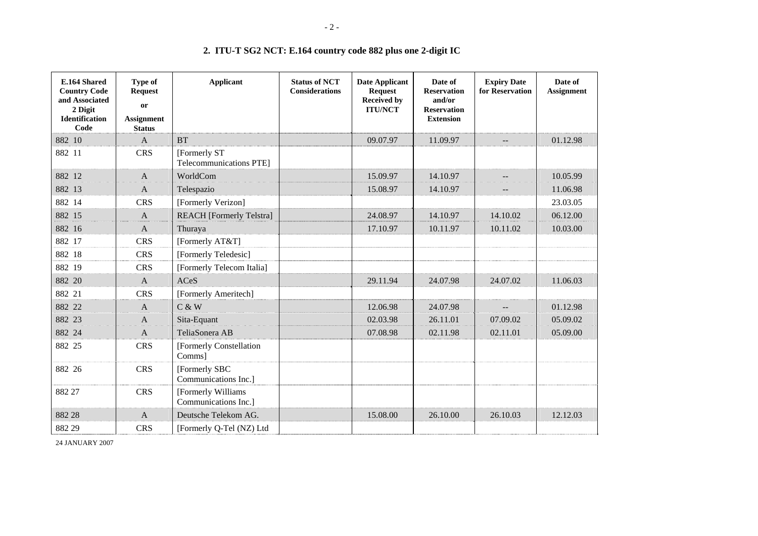## 2. ITU-T SG2 NCT: E.164 country code 882 plus one 2-digit IC

| E.164 Shared Country Code and Associated 2 Digit Identification Code | Type of Request or Assignment Status | Applicant | Status of NCT Considerations | Date Applicant Request Received by ITU/NCT | Date of Reservation and/or Reservation Extension | Expiry Date for Reservation | Date of Assignment |
|---|---|---|---|---|---|---|---|
| 882 10 | A | BT | | 09.07.97 | 11.09.97 | -- | 01.12.98 |
| 882 11 | CRS | [Formerly ST Telecommunications PTE] | | | | | |
| 882 12 | A | WorldCom | | 15.09.97 | 14.10.97 | -- | 10.05.99 |
| 882 13 | A | Telespazio | | 15.08.97 | 14.10.97 | -- | 11.06.98 |
| 882 14 | CRS | [Formerly Verizon] | | | | | 23.03.05 |
| 882 15 | A | REACH [Formerly Telstra] | | 24.08.97 | 14.10.97 | 14.10.02 | 06.12.00 |
| 882 16 | A | Thuraya | | 17.10.97 | 10.11.97 | 10.11.02 | 10.03.00 |
| 882 17 | CRS | [Formerly AT&T] | | | | | |
| 882 18 | CRS | [Formerly Teledesic] | | | | | |
| 882 19 | CRS | [Formerly Telecom Italia] | | | | | |
| 882 20 | A | ACeS | | 29.11.94 | 24.07.98 | 24.07.02 | 11.06.03 |
| 882 21 | CRS | [Formerly Ameritech] | | | | | |
| 882 22 | A | C & W | | 12.06.98 | 24.07.98 | -- | 01.12.98 |
| 882 23 | A | Sita-Equant | | 02.03.98 | 26.11.01 | 07.09.02 | 05.09.02 |
| 882 24 | A | TeliaSonera AB | | 07.08.98 | 02.11.98 | 02.11.01 | 05.09.00 |
| 882 25 | CRS | [Formerly Constellation Comms] | | | | | |
| 882 26 | CRS | [Formerly SBC Communications Inc.] | | | | | |
| 882 27 | CRS | [Formerly Williams Communications Inc.] | | | | | |
| 882 28 | A | Deutsche Telekom AG. | | 15.08.00 | 26.10.00 | 26.10.03 | 12.12.03 |
| 882 29 | CRS | [Formerly Q-Tel (NZ) Ltd | | | | | |

24 JANUARY 2007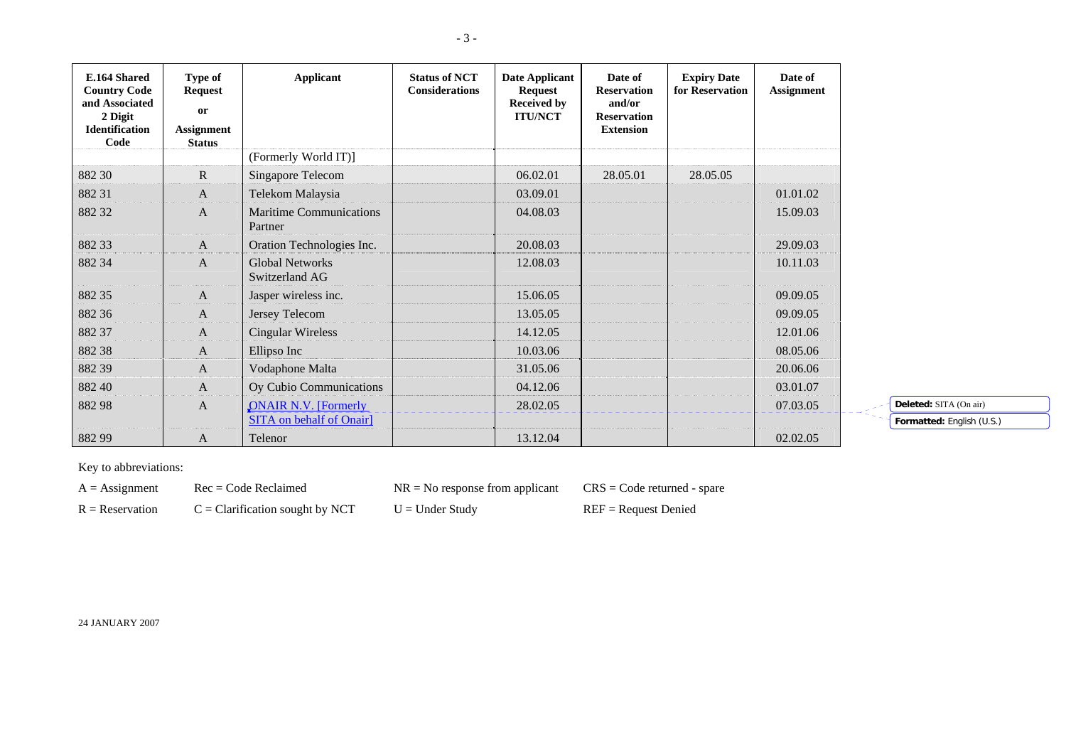| E.164 Shared Country Code and Associated 2 Digit Identification Code | Type of Request or Assignment Status | Applicant | Status of NCT Considerations | Date Applicant Request Received by ITU/NCT | Date of Reservation and/or Reservation Extension | Expiry Date for Reservation | Date of Assignment |
|---|---|---|---|---|---|---|---|
| | | (Formerly World IT)] | | | | | |
| 882 30 | R | Singapore Telecom | | 06.02.01 | 28.05.01 | 28.05.05 | |
| 882 31 | A | Telekom Malaysia | | 03.09.01 | | | 01.01.02 |
| 882 32 | A | Maritime Communications Partner | | 04.08.03 | | | 15.09.03 |
| 882 33 | A | Oration Technologies Inc. | | 20.08.03 | | | 29.09.03 |
| 882 34 | A | Global Networks Switzerland AG | | 12.08.03 | | | 10.11.03 |
| 882 35 | A | Jasper wireless inc. | | 15.06.05 | | | 09.09.05 |
| 882 36 | A | Jersey Telecom | | 13.05.05 | | | 09.09.05 |
| 882 37 | A | Cingular Wireless | | 14.12.05 | | | 12.01.06 |
| 882 38 | A | Ellipso Inc | | 10.03.06 | | | 08.05.06 |
| 882 39 | A | Vodaphone Malta | | 31.05.06 | | | 20.06.06 |
| 882 40 | A | Oy Cubio Communications | | 04.12.06 | | | 03.01.07 |
| 882 98 | A | ONAIR N.V. [Formerly SITA on behalf of Onair] | | 28.02.05 | | | 07.03.05 |
| 882 99 | A | Telenor | | 13.12.04 | | | 02.02.05 |

Deleted: SITA (On air)

Formatted: English (U.S.)

Key to abbreviations:

A = Assignment — Rec = Code Reclaimed — NR = No response from applicant — CRS = Code returned - spare

R = Reservation — C = Clarification sought by NCT — U = Under Study — REF = Request Denied

24 JANUARY 2007